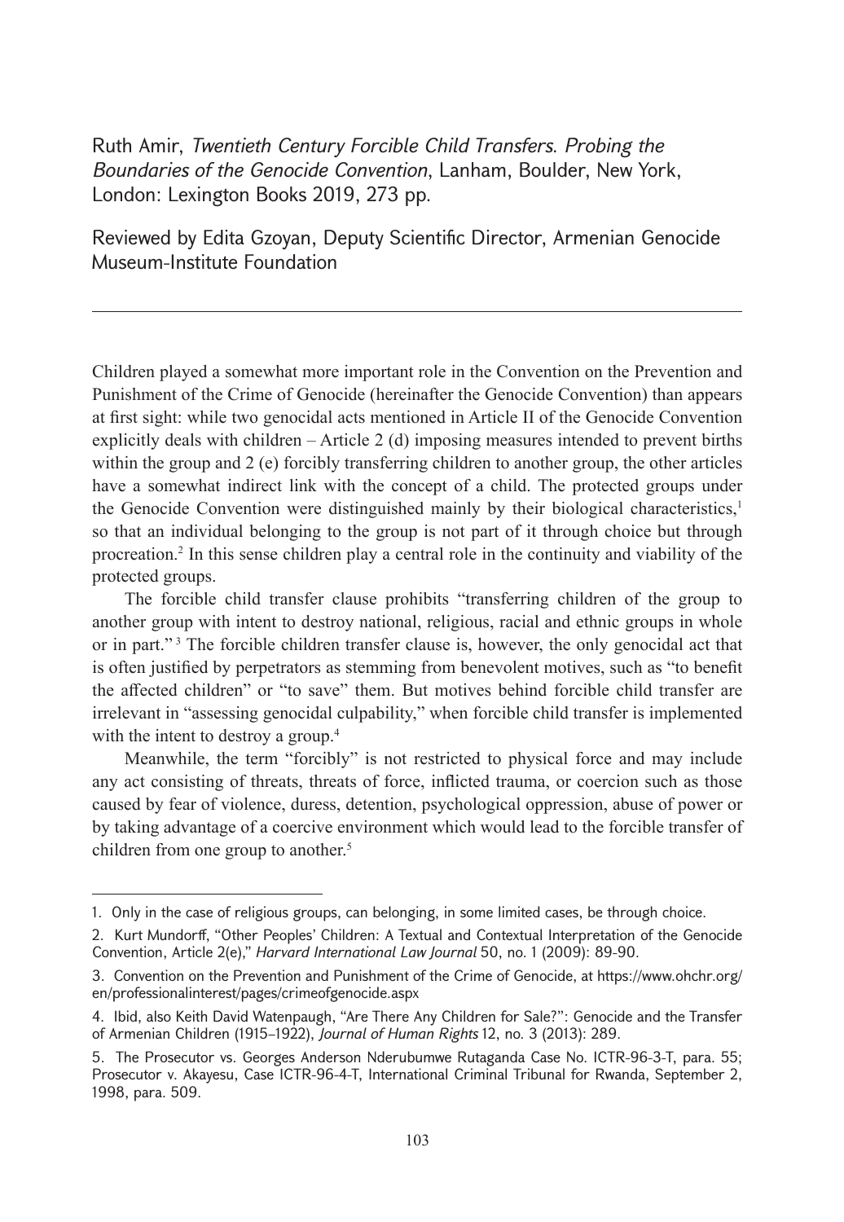Ruth Amir, *Twentieth Century Forcible Child Transfers. Probing the Boundaries of the Genocide Convention*, Lanham, Boulder, New York, London: Lexington Books 2019, 273 pp.

Reviewed by Edita Gzoyan, Deputy Scientific Director, Armenian Genocide Museum-Institute Foundation

---

Children played a somewhat more important role in the Convention on the Prevention and Punishment of the Crime of Genocide (hereinafter the Genocide Convention) than appears at first sight: while two genocidal acts mentioned in Article II of the Genocide Convention explicitly deals with children – Article 2 (d) imposing measures intended to prevent births within the group and 2 (e) forcibly transferring children to another group, the other articles have a somewhat indirect link with the concept of a child. The protected groups under the Genocide Convention were distinguished mainly by their biological characteristics,[1] so that an individual belonging to the group is not part of it through choice but through procreation.[2] In this sense children play a central role in the continuity and viability of the protected groups.

The forcible child transfer clause prohibits "transferring children of the group to another group with intent to destroy national, religious, racial and ethnic groups in whole or in part."[3] The forcible children transfer clause is, however, the only genocidal act that is often justified by perpetrators as stemming from benevolent motives, such as "to benefit the affected children" or "to save" them. But motives behind forcible child transfer are irrelevant in "assessing genocidal culpability," when forcible child transfer is implemented with the intent to destroy a group.[4]

Meanwhile, the term "forcibly" is not restricted to physical force and may include any act consisting of threats, threats of force, inflicted trauma, or coercion such as those caused by fear of violence, duress, detention, psychological oppression, abuse of power or by taking advantage of a coercive environment which would lead to the forcible transfer of children from one group to another.[5]

---

1. Only in the case of religious groups, can belonging, in some limited cases, be through choice.

2. Kurt Mundorff, "Other Peoples' Children: A Textual and Contextual Interpretation of the Genocide Convention, Article 2(e)," *Harvard International Law Journal* 50, no. 1 (2009): 89-90.

3. Convention on the Prevention and Punishment of the Crime of Genocide, at https://www.ohchr.org/en/professionalinterest/pages/crimeofgenocide.aspx

4. Ibid, also Keith David Watenpaugh, "Are There Any Children for Sale?": Genocide and the Transfer of Armenian Children (1915–1922), *Journal of Human Rights* 12, no. 3 (2013): 289.

5. The Prosecutor vs. Georges Anderson Nderubumwe Rutaganda Case No. ICTR-96-3-T, para. 55; Prosecutor v. Akayesu, Case ICTR-96-4-T, International Criminal Tribunal for Rwanda, September 2, 1998, para. 509.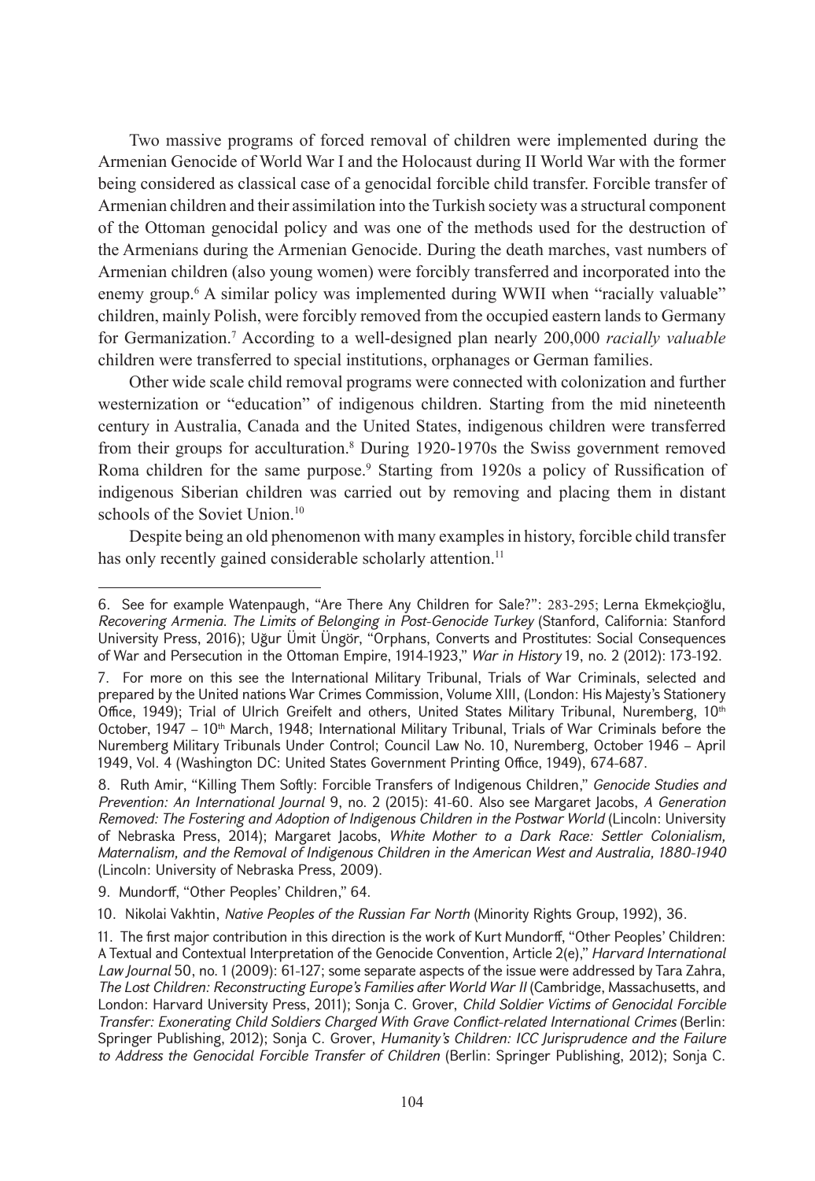Two massive programs of forced removal of children were implemented during the Armenian Genocide of World War I and the Holocaust during II World War with the former being considered as classical case of a genocidal forcible child transfer. Forcible transfer of Armenian children and their assimilation into the Turkish society was a structural component of the Ottoman genocidal policy and was one of the methods used for the destruction of the Armenians during the Armenian Genocide. During the death marches, vast numbers of Armenian children (also young women) were forcibly transferred and incorporated into the enemy group.[6] A similar policy was implemented during WWII when "racially valuable" children, mainly Polish, were forcibly removed from the occupied eastern lands to Germany for Germanization.[7] According to a well-designed plan nearly 200,000 *racially valuable* children were transferred to special institutions, orphanages or German families.

Other wide scale child removal programs were connected with colonization and further westernization or "education" of indigenous children. Starting from the mid nineteenth century in Australia, Canada and the United States, indigenous children were transferred from their groups for acculturation.[8] During 1920-1970s the Swiss government removed Roma children for the same purpose.[9] Starting from 1920s a policy of Russification of indigenous Siberian children was carried out by removing and placing them in distant schools of the Soviet Union.[10]

Despite being an old phenomenon with many examples in history, forcible child transfer has only recently gained considerable scholarly attention.[11]

---

6. See for example Watenpaugh, "Are There Any Children for Sale?": 283-295; Lerna Ekmekçioğlu, *Recovering Armenia. The Limits of Belonging in Post-Genocide Turkey* (Stanford, California: Stanford University Press, 2016); Uğur Ümit Üngör, "Orphans, Converts and Prostitutes: Social Consequences of War and Persecution in the Ottoman Empire, 1914-1923," *War in History* 19, no. 2 (2012): 173-192.

7. For more on this see the International Military Tribunal, Trials of War Criminals, selected and prepared by the United nations War Crimes Commission, Volume XIII, (London: His Majesty's Stationery Office, 1949); Trial of Ulrich Greifelt and others, United States Military Tribunal, Nuremberg, 10th October, 1947 – 10th March, 1948; International Military Tribunal, Trials of War Criminals before the Nuremberg Military Tribunals Under Control; Council Law No. 10, Nuremberg, October 1946 – April 1949, Vol. 4 (Washington DC: United States Government Printing Office, 1949), 674-687.

8. Ruth Amir, "Killing Them Softly: Forcible Transfers of Indigenous Children," *Genocide Studies and Prevention: An International Journal* 9, no. 2 (2015): 41-60. Also see Margaret Jacobs, *A Generation Removed: The Fostering and Adoption of Indigenous Children in the Postwar World* (Lincoln: University of Nebraska Press, 2014); Margaret Jacobs, *White Mother to a Dark Race: Settler Colonialism, Maternalism, and the Removal of Indigenous Children in the American West and Australia, 1880-1940* (Lincoln: University of Nebraska Press, 2009).

9. Mundorff, "Other Peoples' Children," 64.

10. Nikolai Vakhtin, *Native Peoples of the Russian Far North* (Minority Rights Group, 1992), 36.

11. The first major contribution in this direction is the work of Kurt Mundorff, "Other Peoples' Children: A Textual and Contextual Interpretation of the Genocide Convention, Article 2(e)," *Harvard International Law Journal* 50, no. 1 (2009): 61-127; some separate aspects of the issue were addressed by Tara Zahra, *The Lost Children: Reconstructing Europe's Families after World War II* (Cambridge, Massachusetts, and London: Harvard University Press, 2011); Sonja C. Grover, *Child Soldier Victims of Genocidal Forcible Transfer: Exonerating Child Soldiers Charged With Grave Conflict-related International Crimes* (Berlin: Springer Publishing, 2012); Sonja C. Grover, *Humanity's Children: ICC Jurisprudence and the Failure to Address the Genocidal Forcible Transfer of Children* (Berlin: Springer Publishing, 2012); Sonja C.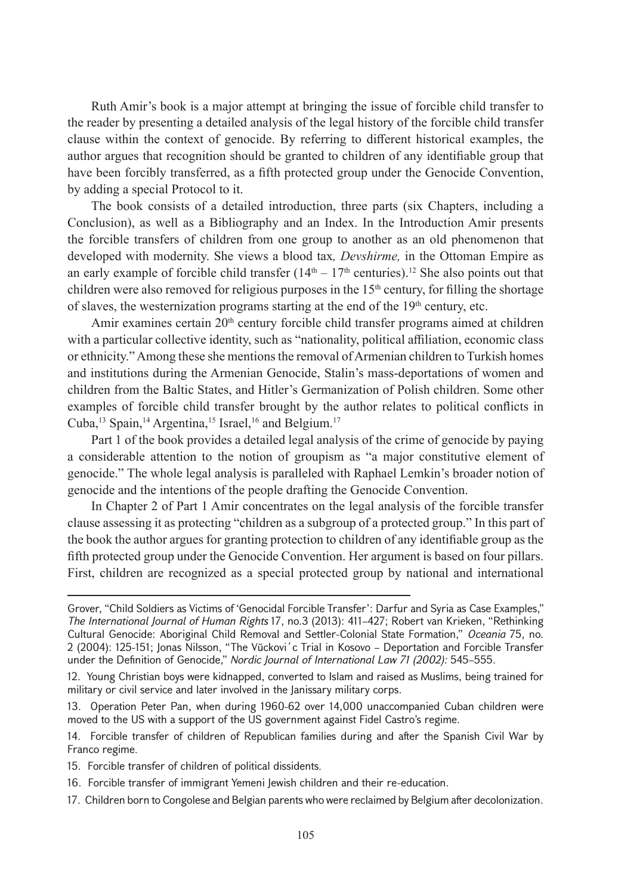Ruth Amir's book is a major attempt at bringing the issue of forcible child transfer to the reader by presenting a detailed analysis of the legal history of the forcible child transfer clause within the context of genocide. By referring to different historical examples, the author argues that recognition should be granted to children of any identifiable group that have been forcibly transferred, as a fifth protected group under the Genocide Convention, by adding a special Protocol to it.

The book consists of a detailed introduction, three parts (six Chapters, including a Conclusion), as well as a Bibliography and an Index. In the Introduction Amir presents the forcible transfers of children from one group to another as an old phenomenon that developed with modernity. She views a blood tax*, Devshirme,* in the Ottoman Empire as an early example of forcible child transfer ($14^{th}$ – $17^{th}$ centuries).[12] She also points out that children were also removed for religious purposes in the $15^{th}$ century, for filling the shortage of slaves, the westernization programs starting at the end of the $19^{th}$ century, etc.

Amir examines certain $20^{th}$ century forcible child transfer programs aimed at children with a particular collective identity, such as "nationality, political affiliation, economic class or ethnicity." Among these she mentions the removal of Armenian children to Turkish homes and institutions during the Armenian Genocide, Stalin's mass-deportations of women and children from the Baltic States, and Hitler's Germanization of Polish children. Some other examples of forcible child transfer brought by the author relates to political conflicts in Cuba,[13] Spain,[14] Argentina,[15] Israel,[16] and Belgium.[17]

Part 1 of the book provides a detailed legal analysis of the crime of genocide by paying a considerable attention to the notion of groupism as "a major constitutive element of genocide." The whole legal analysis is paralleled with Raphael Lemkin's broader notion of genocide and the intentions of the people drafting the Genocide Convention.

In Chapter 2 of Part 1 Amir concentrates on the legal analysis of the forcible transfer clause assessing it as protecting "children as a subgroup of a protected group." In this part of the book the author argues for granting protection to children of any identifiable group as the fifth protected group under the Genocide Convention. Her argument is based on four pillars. First, children are recognized as a special protected group by national and international

---

Grover, "Child Soldiers as Victims of 'Genocidal Forcible Transfer': Darfur and Syria as Case Examples," *The International Journal of Human Rights* 17, no.3 (2013): 411–427; Robert van Krieken, "Rethinking Cultural Genocide: Aboriginal Child Removal and Settler-Colonial State Formation," *Oceania* 75, no. 2 (2004): 125-151; Jonas Nilsson, "The Vŭckovi´c Trial in Kosovo – Deportation and Forcible Transfer under the Definition of Genocide," *Nordic Journal of International Law 71 (2002):* 545–555.

12. Young Christian boys were kidnapped, converted to Islam and raised as Muslims, being trained for military or civil service and later involved in the Janissary military corps.

13. Operation Peter Pan, when during 1960-62 over 14,000 unaccompanied Cuban children were moved to the US with a support of the US government against Fidel Castro's regime.

14. Forcible transfer of children of Republican families during and after the Spanish Civil War by Franco regime.

15. Forcible transfer of children of political dissidents.

16. Forcible transfer of immigrant Yemeni Jewish children and their re-education.

17. Children born to Congolese and Belgian parents who were reclaimed by Belgium after decolonization.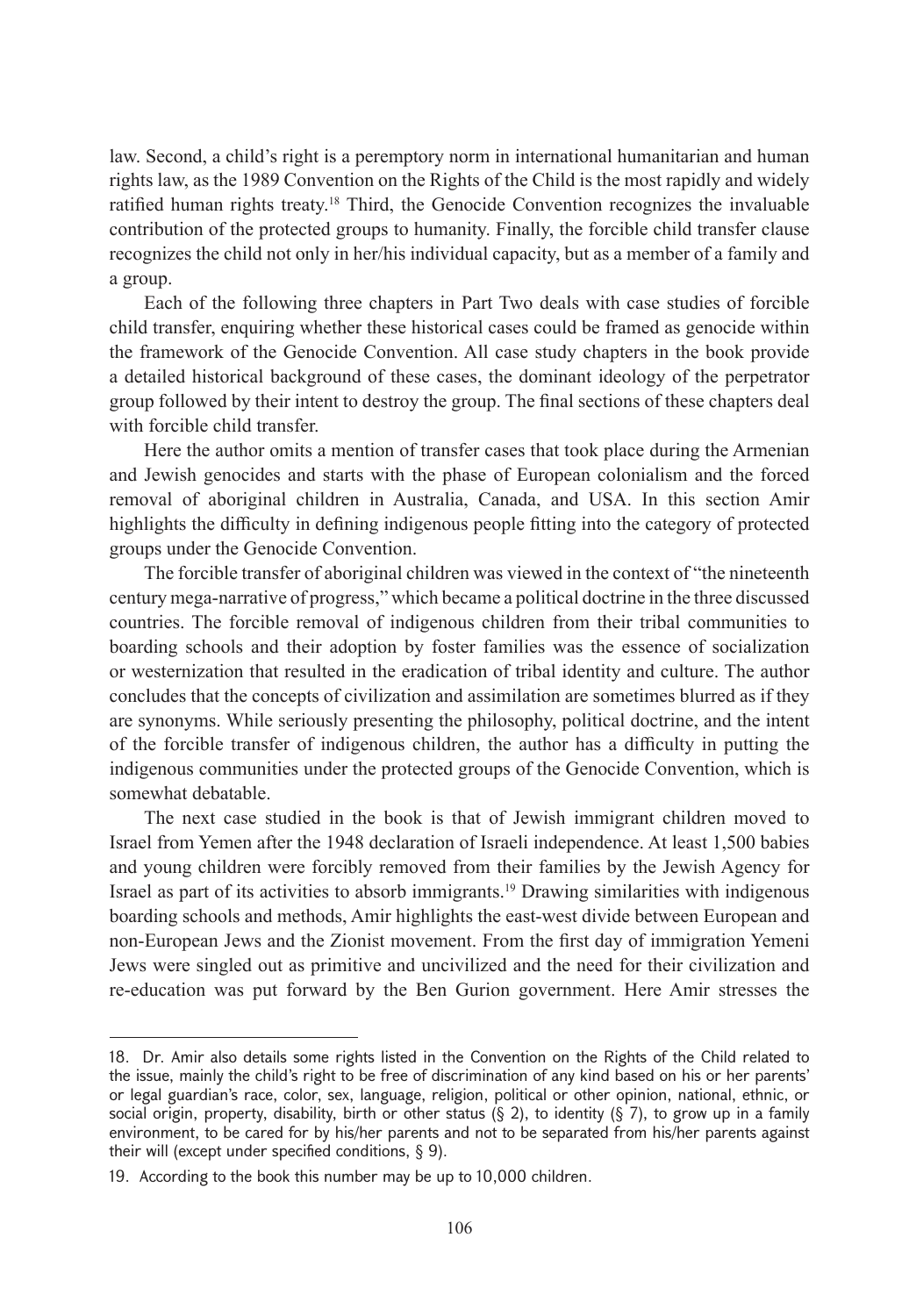law. Second, a child's right is a peremptory norm in international humanitarian and human rights law, as the 1989 Convention on the Rights of the Child is the most rapidly and widely ratified human rights treaty.[18] Third, the Genocide Convention recognizes the invaluable contribution of the protected groups to humanity. Finally, the forcible child transfer clause recognizes the child not only in her/his individual capacity, but as a member of a family and a group.

Each of the following three chapters in Part Two deals with case studies of forcible child transfer, enquiring whether these historical cases could be framed as genocide within the framework of the Genocide Convention. All case study chapters in the book provide a detailed historical background of these cases, the dominant ideology of the perpetrator group followed by their intent to destroy the group. The final sections of these chapters deal with forcible child transfer.

Here the author omits a mention of transfer cases that took place during the Armenian and Jewish genocides and starts with the phase of European colonialism and the forced removal of aboriginal children in Australia, Canada, and USA. In this section Amir highlights the difficulty in defining indigenous people fitting into the category of protected groups under the Genocide Convention.

The forcible transfer of aboriginal children was viewed in the context of "the nineteenth century mega-narrative of progress," which became a political doctrine in the three discussed countries. The forcible removal of indigenous children from their tribal communities to boarding schools and their adoption by foster families was the essence of socialization or westernization that resulted in the eradication of tribal identity and culture. The author concludes that the concepts of civilization and assimilation are sometimes blurred as if they are synonyms. While seriously presenting the philosophy, political doctrine, and the intent of the forcible transfer of indigenous children, the author has a difficulty in putting the indigenous communities under the protected groups of the Genocide Convention, which is somewhat debatable.

The next case studied in the book is that of Jewish immigrant children moved to Israel from Yemen after the 1948 declaration of Israeli independence. At least 1,500 babies and young children were forcibly removed from their families by the Jewish Agency for Israel as part of its activities to absorb immigrants.[19] Drawing similarities with indigenous boarding schools and methods, Amir highlights the east-west divide between European and non-European Jews and the Zionist movement. From the first day of immigration Yemeni Jews were singled out as primitive and uncivilized and the need for their civilization and re-education was put forward by the Ben Gurion government. Here Amir stresses the

---

18. Dr. Amir also details some rights listed in the Convention on the Rights of the Child related to the issue, mainly the child's right to be free of discrimination of any kind based on his or her parents' or legal guardian's race, color, sex, language, religion, political or other opinion, national, ethnic, or social origin, property, disability, birth or other status (§ 2), to identity (§ 7), to grow up in a family environment, to be cared for by his/her parents and not to be separated from his/her parents against their will (except under specified conditions, § 9).

19. According to the book this number may be up to 10,000 children.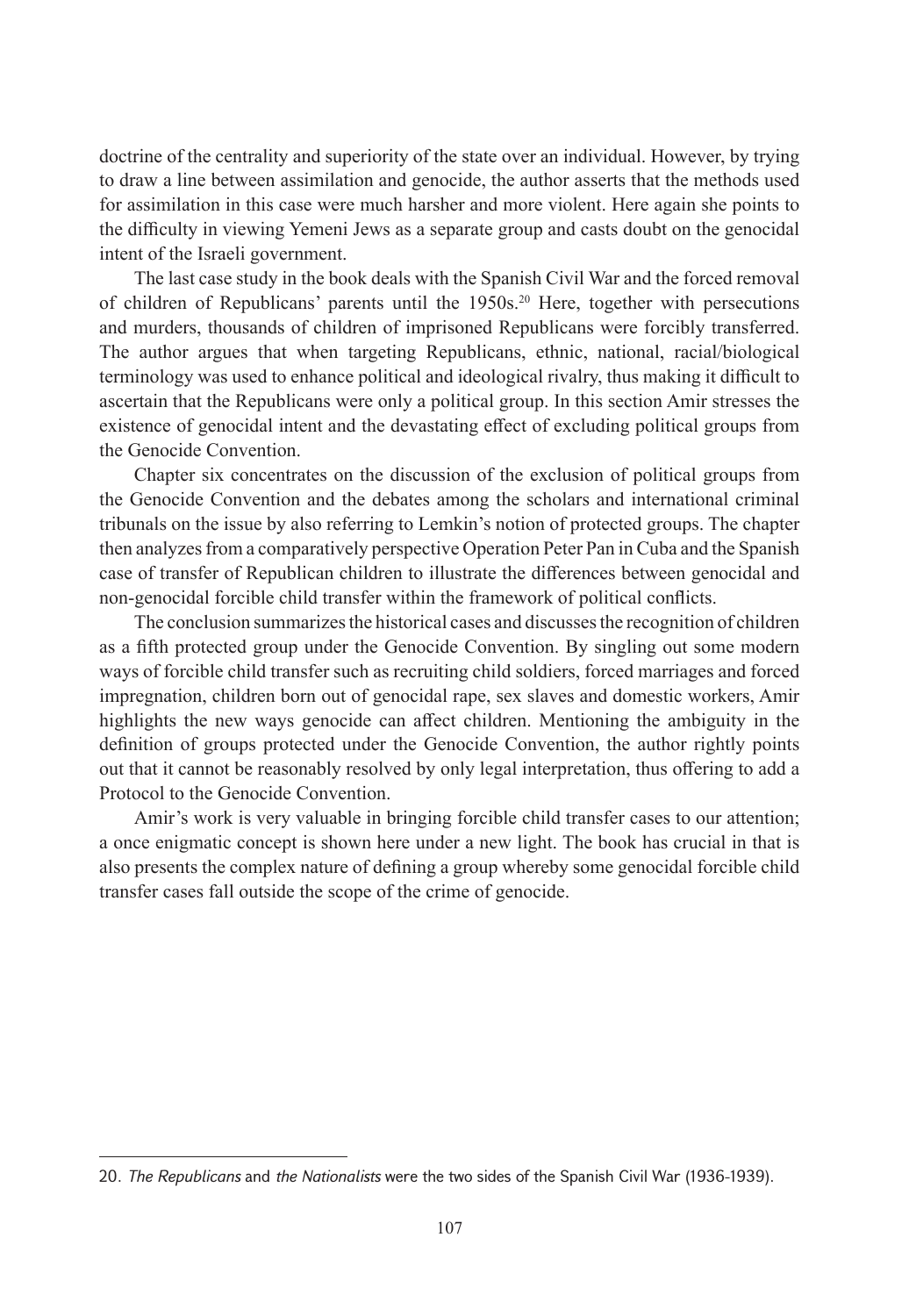doctrine of the centrality and superiority of the state over an individual. However, by trying to draw a line between assimilation and genocide, the author asserts that the methods used for assimilation in this case were much harsher and more violent. Here again she points to the difficulty in viewing Yemeni Jews as a separate group and casts doubt on the genocidal intent of the Israeli government.

The last case study in the book deals with the Spanish Civil War and the forced removal of children of Republicans' parents until the 1950s.[20] Here, together with persecutions and murders, thousands of children of imprisoned Republicans were forcibly transferred. The author argues that when targeting Republicans, ethnic, national, racial/biological terminology was used to enhance political and ideological rivalry, thus making it difficult to ascertain that the Republicans were only a political group. In this section Amir stresses the existence of genocidal intent and the devastating effect of excluding political groups from the Genocide Convention.

Chapter six concentrates on the discussion of the exclusion of political groups from the Genocide Convention and the debates among the scholars and international criminal tribunals on the issue by also referring to Lemkin's notion of protected groups. The chapter then analyzes from a comparatively perspective Operation Peter Pan in Cuba and the Spanish case of transfer of Republican children to illustrate the differences between genocidal and non-genocidal forcible child transfer within the framework of political conflicts.

The conclusion summarizes the historical cases and discusses the recognition of children as a fifth protected group under the Genocide Convention. By singling out some modern ways of forcible child transfer such as recruiting child soldiers, forced marriages and forced impregnation, children born out of genocidal rape, sex slaves and domestic workers, Amir highlights the new ways genocide can affect children. Mentioning the ambiguity in the definition of groups protected under the Genocide Convention, the author rightly points out that it cannot be reasonably resolved by only legal interpretation, thus offering to add a Protocol to the Genocide Convention.

Amir's work is very valuable in bringing forcible child transfer cases to our attention; a once enigmatic concept is shown here under a new light. The book has crucial in that is also presents the complex nature of defining a group whereby some genocidal forcible child transfer cases fall outside the scope of the crime of genocide.

---

20. *The Republicans* and *the Nationalists* were the two sides of the Spanish Civil War (1936-1939).